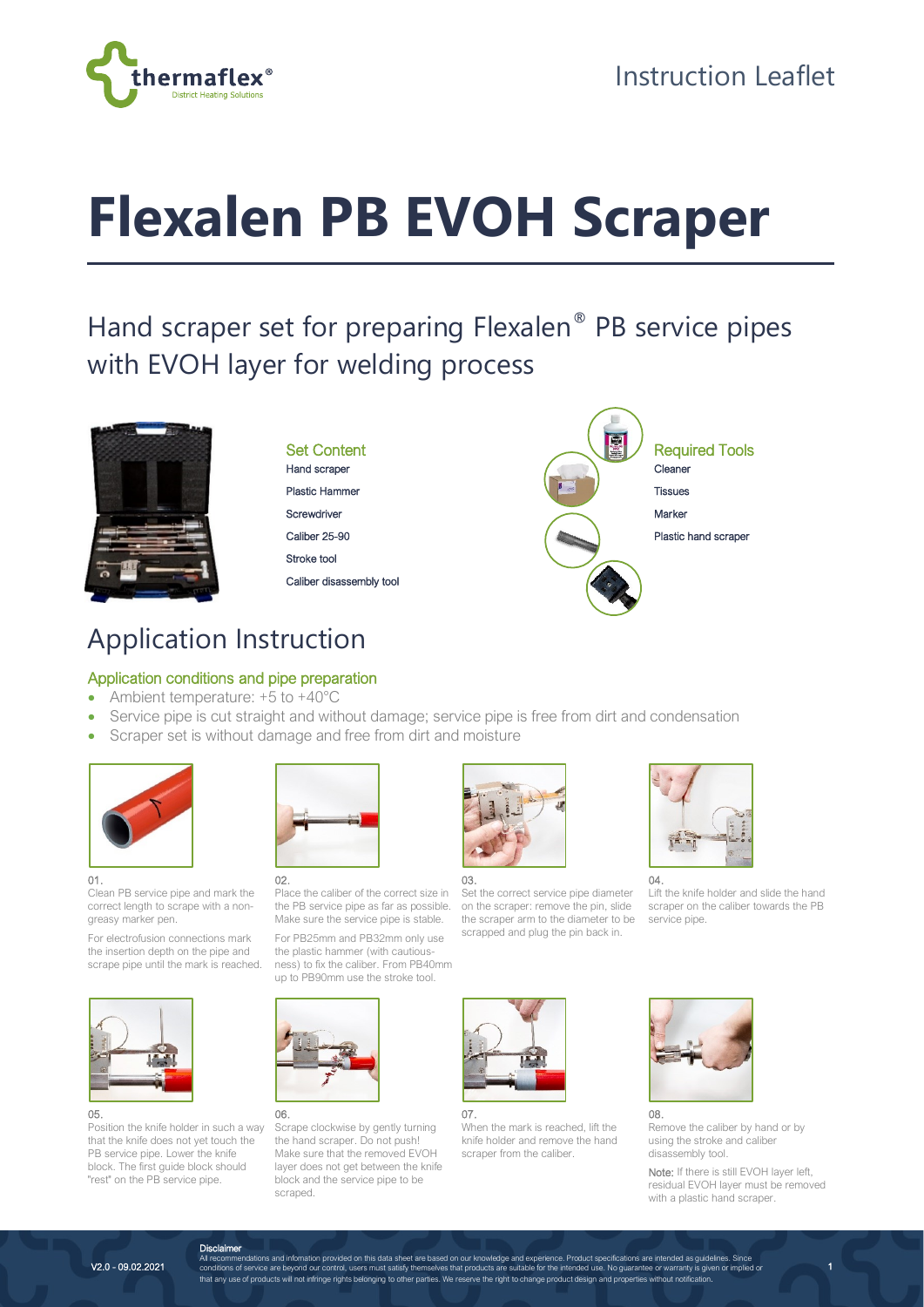Instruction Leaflet

# Flexalen PB EVOH Scraper

## Hand scraper set for preparing Flexalen® PB service pipes with EVOH layer for welding process

### Set Content

- Hand scraper
- Plastic Hammer
- Screwdriver
- Caliber 25-90
- Stroke tool
- Caliber disassembly tool

### Required Tools

- Cleaner
- Tissues
- Marker
- Plastic hand scraper

## Application Instruction

### Application conditions and pipe preparation

- Ambient temperature: +5 to +40°C
- Service pipe is cut straight and without damage; service pipe is free from dirt and condensation
- Scraper set is without damage and free from dirt and moisture

01.
Clean PB service pipe and mark the correct length to scrape with a non-greasy marker pen.

For electrofusion connections mark the insertion depth on the pipe and scrape pipe until the mark is reached.

02.
Place the caliber of the correct size in the PB service pipe as far as possible. Make sure the service pipe is stable.

For PB25mm and PB32mm only use the plastic hammer (with cautiousness) to fix the caliber. From PB40mm up to PB90mm use the stroke tool.

03.
Set the correct service pipe diameter on the scraper: remove the pin, slide the scraper arm to the diameter to be scrapped and plug the pin back in.

04.
Lift the knife holder and slide the hand scraper on the caliber towards the PB service pipe.

05.
Position the knife holder in such a way that the knife does not yet touch the PB service pipe. Lower the knife block. The first guide block should "rest" on the PB service pipe.

06.
Scrape clockwise by gently turning the hand scraper. Do not push! Make sure that the removed EVOH layer does not get between the knife block and the service pipe to be scraped.

07.
When the mark is reached, lift the knife holder and remove the hand scraper from the caliber.

08.
Remove the caliber by hand or by using the stroke and caliber disassembly tool.

Note: If there is still EVOH layer left, residual EVOH layer must be removed with a plastic hand scraper.

V2.0 - 09.02.2021

**Disclaimer**
All recommendations and information provided on this data sheet are based on our knowledge and experience. Product specifications are intended as guidelines. Since conditions of service are beyond our control, users must satisfy themselves that products are suitable for the intended use. No guarantee or warranty is given or implied or that any use of products will not infringe rights belonging to other parties. We reserve the right to change product design and properties without notification.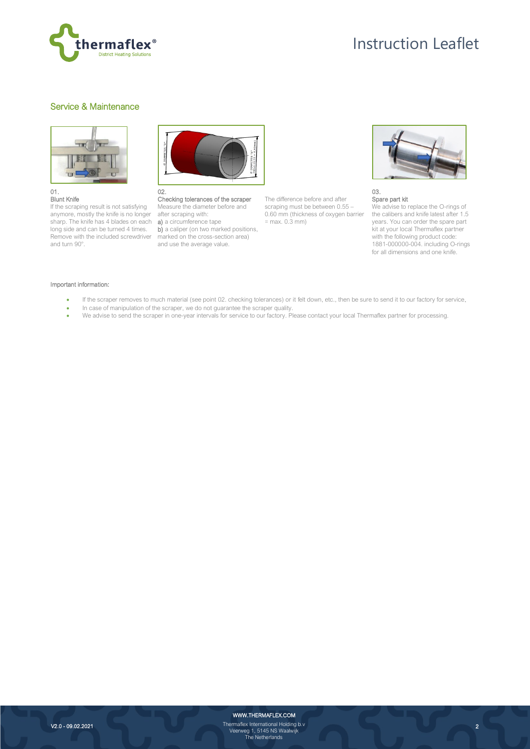# Instruction Leaflet

## Service & Maintenance

### 01. Blunt Knife

If the scraping result is not satisfying anymore, mostly the knife is no longer sharp. The knife has 4 blades on each long side and can be turned 4 times. Remove with the included screwdriver and turn 90°.

### 02. Checking tolerances of the scraper

Measure the diameter before and after scraping with:
a) a circumference tape
b) a caliper (on two marked positions, marked on the cross-section area) and use the average value.

The difference before and after scraping must be between 0.55 – 0.60 mm (thickness of oxygen barrier = max. 0.3 mm)

### 03. Spare part kit

We advise to replace the O-rings of the calibers and knife latest after 1.5 years. You can order the spare part kit at your local Thermaflex partner with the following product code: 1881-000000-004. including O-rings for all dimensions and one knife.

**Important information:**

- If the scraper removes to much material (see point 02. checking tolerances) or it felt down, etc., then be sure to send it to our factory for service.
- In case of manipulation of the scraper, we do not guarantee the scraper quality.
- We advise to send the scraper in one-year intervals for service to our factory. Please contact your local Thermaflex partner for processing.